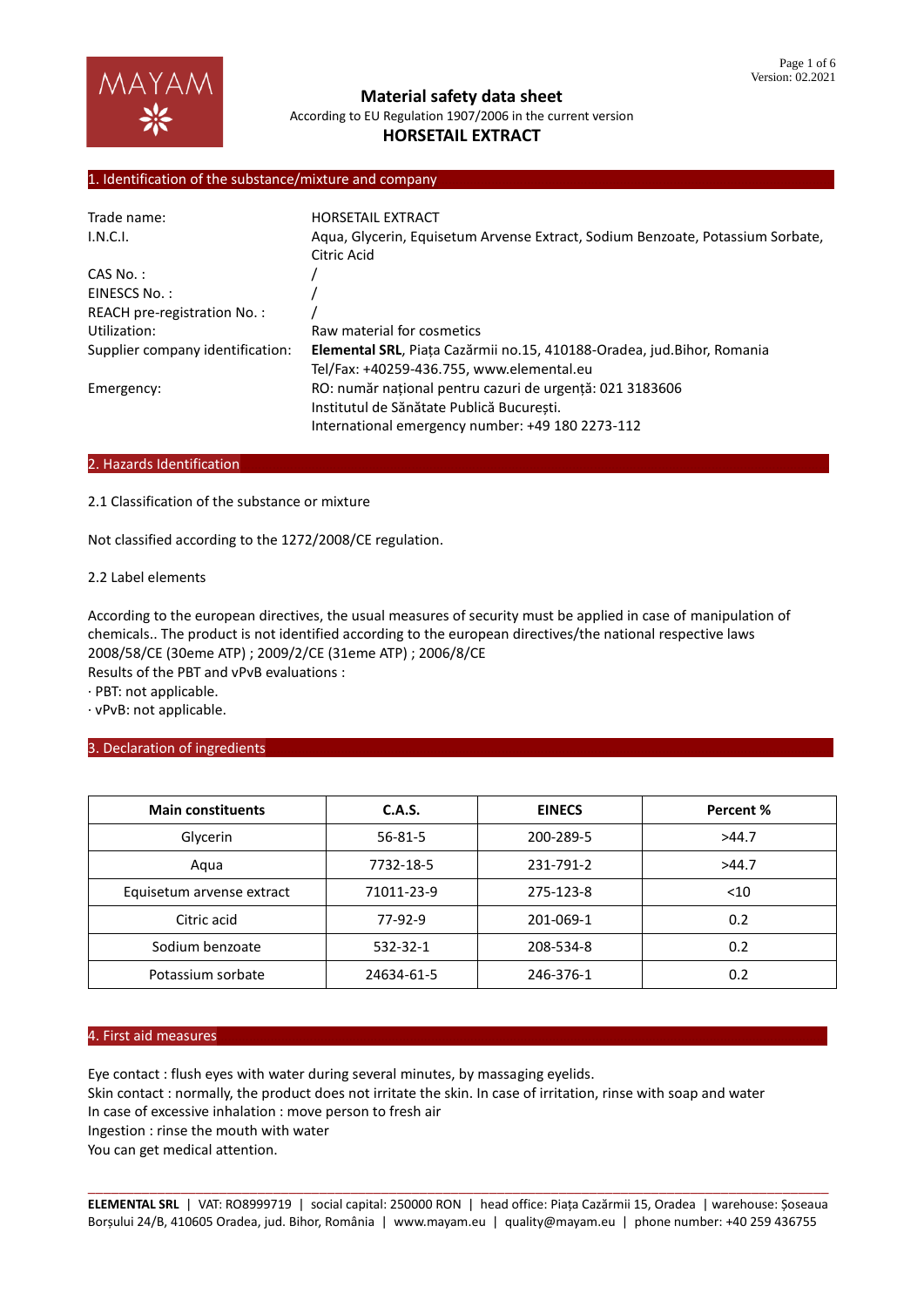# Material safety data sheet

According to EU Regulation 1907/2006 in the current version

## HORSETAIL EXTRACT

## 1. Identification of the substance/mixture and company

| | |
|---|---|
| Trade name: | HORSETAIL EXTRACT |
| I.N.C.I. | Aqua, Glycerin, Equisetum Arvense Extract, Sodium Benzoate, Potassium Sorbate, Citric Acid |
| CAS No. : | / |
| EINESCS No. : | / |
| REACH pre-registration No. : | / |
| Utilization: | Raw material for cosmetics |
| Supplier company identification: | **Elemental SRL**, Piața Cazărmii no.15, 410188-Oradea, jud.Bihor, Romania<br>Tel/Fax: +40259-436.755, www.elemental.eu |
| Emergency: | RO: număr național pentru cazuri de urgență: 021 3183606<br>Institutul de Sănătate Publică București.<br>International emergency number: +49 180 2273-112 |

## 2. Hazards Identification

2.1 Classification of the substance or mixture

Not classified according to the 1272/2008/CE regulation.

2.2 Label elements

According to the european directives, the usual measures of security must be applied in case of manipulation of chemicals.. The product is not identified according to the european directives/the national respective laws 2008/58/CE (30eme ATP) ; 2009/2/CE (31eme ATP) ; 2006/8/CE

Results of the PBT and vPvB evaluations :

· PBT: not applicable.

· vPvB: not applicable.

## 3. Declaration of ingredients

| Main constituents | C.A.S. | EINECS | Percent % |
|---|---|---|---|
| Glycerin | 56-81-5 | 200-289-5 | >44.7 |
| Aqua | 7732-18-5 | 231-791-2 | >44.7 |
| Equisetum arvense extract | 71011-23-9 | 275-123-8 | <10 |
| Citric acid | 77-92-9 | 201-069-1 | 0.2 |
| Sodium benzoate | 532-32-1 | 208-534-8 | 0.2 |
| Potassium sorbate | 24634-61-5 | 246-376-1 | 0.2 |

## 4. First aid measures

Eye contact : flush eyes with water during several minutes, by massaging eyelids.

Skin contact : normally, the product does not irritate the skin. In case of irritation, rinse with soap and water

In case of excessive inhalation : move person to fresh air

Ingestion : rinse the mouth with water

You can get medical attention.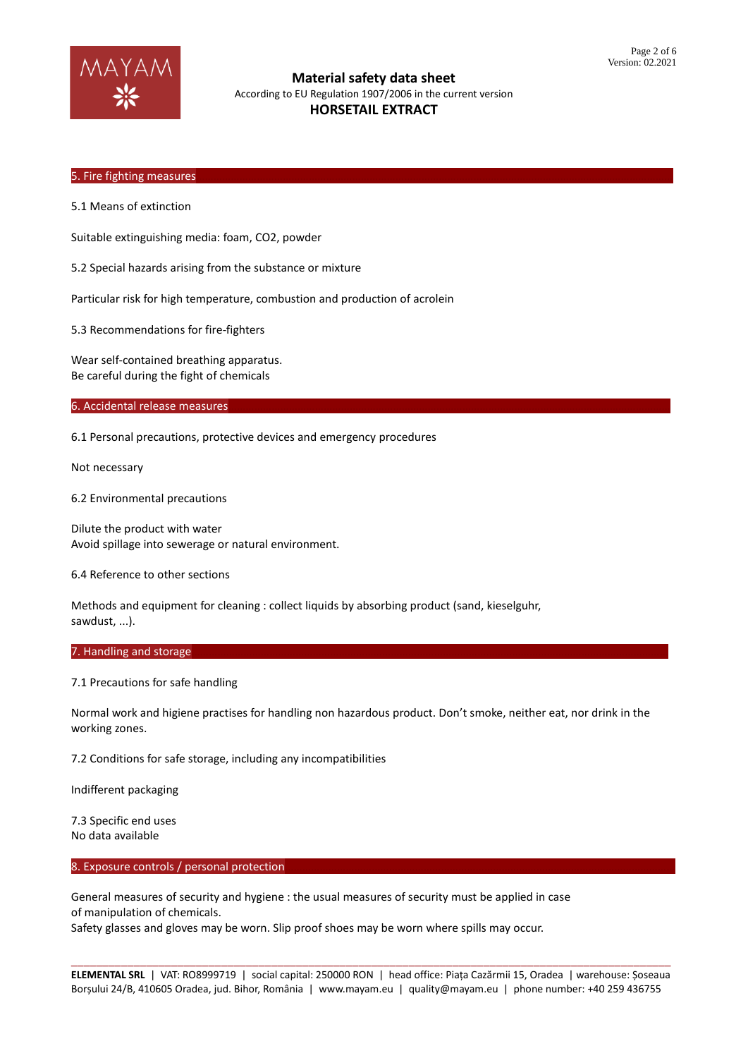## 5. Fire fighting measures

5.1 Means of extinction

Suitable extinguishing media: foam, $CO_2$, powder

5.2 Special hazards arising from the substance or mixture

Particular risk for high temperature, combustion and production of acrolein

5.3 Recommendations for fire-fighters

Wear self-contained breathing apparatus.
Be careful during the fight of chemicals

## 6. Accidental release measures

6.1 Personal precautions, protective devices and emergency procedures

Not necessary

6.2 Environmental precautions

Dilute the product with water
Avoid spillage into sewerage or natural environment.

6.4 Reference to other sections

Methods and equipment for cleaning : collect liquids by absorbing product (sand, kieselguhr, sawdust, ...).

## 7. Handling and storage

7.1 Precautions for safe handling

Normal work and higiene practises for handling non hazardous product. Don't smoke, neither eat, nor drink in the working zones.

7.2 Conditions for safe storage, including any incompatibilities

Indifferent packaging

7.3 Specific end uses
No data available

## 8. Exposure controls / personal protection

General measures of security and hygiene : the usual measures of security must be applied in case of manipulation of chemicals.
Safety glasses and gloves may be worn. Slip proof shoes may be worn where spills may occur.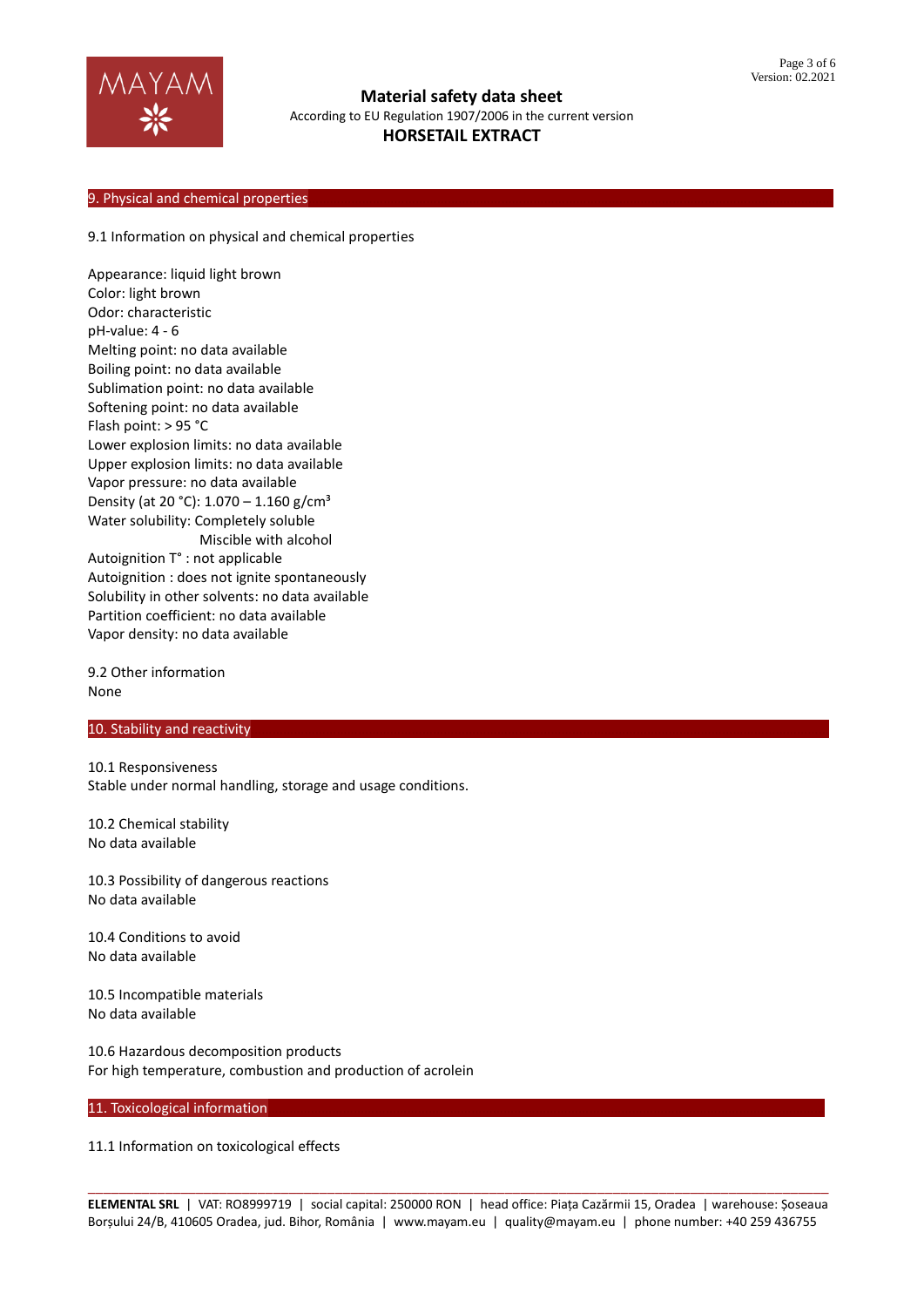## 9. Physical and chemical properties

9.1 Information on physical and chemical properties

Appearance: liquid light brown
Color: light brown
Odor: characteristic
pH-value: 4 - 6
Melting point: no data available
Boiling point: no data available
Sublimation point: no data available
Softening point: no data available
Flash point: > 95 °C
Lower explosion limits: no data available
Upper explosion limits: no data available
Vapor pressure: no data available
Density (at 20 °C): 1.070 – 1.160 g/cm³
Water solubility: Completely soluble
Miscible with alcohol
Autoignition T° : not applicable
Autoignition : does not ignite spontaneously
Solubility in other solvents: no data available
Partition coefficient: no data available
Vapor density: no data available

9.2 Other information
None

## 10. Stability and reactivity

10.1 Responsiveness
Stable under normal handling, storage and usage conditions.

10.2 Chemical stability
No data available

10.3 Possibility of dangerous reactions
No data available

10.4 Conditions to avoid
No data available

10.5 Incompatible materials
No data available

10.6 Hazardous decomposition products
For high temperature, combustion and production of acrolein

## 11. Toxicological information

11.1 Information on toxicological effects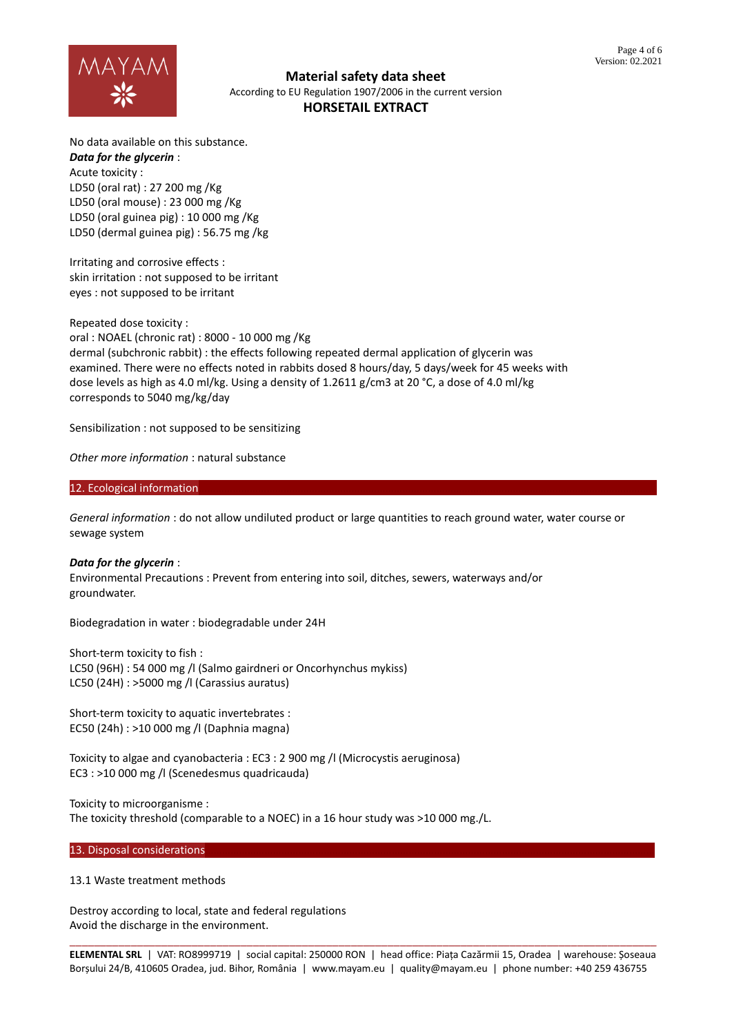No data available on this substance.

***Data for the glycerin*** :

Acute toxicity :

LD50 (oral rat) : 27 200 mg /Kg

LD50 (oral mouse) : 23 000 mg /Kg

LD50 (oral guinea pig) : 10 000 mg /Kg

LD50 (dermal guinea pig) : 56.75 mg /kg

Irritating and corrosive effects :

skin irritation : not supposed to be irritant

eyes : not supposed to be irritant

Repeated dose toxicity :

oral : NOAEL (chronic rat) : 8000 - 10 000 mg /Kg

dermal (subchronic rabbit) : the effects following repeated dermal application of glycerin was examined. There were no effects noted in rabbits dosed 8 hours/day, 5 days/week for 45 weeks with dose levels as high as 4.0 ml/kg. Using a density of 1.2611 g/cm3 at 20 °C, a dose of 4.0 ml/kg corresponds to 5040 mg/kg/day

Sensibilization : not supposed to be sensitizing

*Other more information* : natural substance

## 12. Ecological information

*General information* : do not allow undiluted product or large quantities to reach ground water, water course or sewage system

***Data for the glycerin*** :

Environmental Precautions : Prevent from entering into soil, ditches, sewers, waterways and/or groundwater.

Biodegradation in water : biodegradable under 24H

Short-term toxicity to fish :

LC50 (96H) : 54 000 mg /l (Salmo gairdneri or Oncorhynchus mykiss)

LC50 (24H) : >5000 mg /l (Carassius auratus)

Short-term toxicity to aquatic invertebrates :

EC50 (24h) : >10 000 mg /l (Daphnia magna)

Toxicity to algae and cyanobacteria : EC3 : 2 900 mg /l (Microcystis aeruginosa)

EC3 : >10 000 mg /l (Scenedesmus quadricauda)

Toxicity to microorganisme :

The toxicity threshold (comparable to a NOEC) in a 16 hour study was >10 000 mg./L.

## 13. Disposal considerations

13.1 Waste treatment methods

Destroy according to local, state and federal regulations

Avoid the discharge in the environment.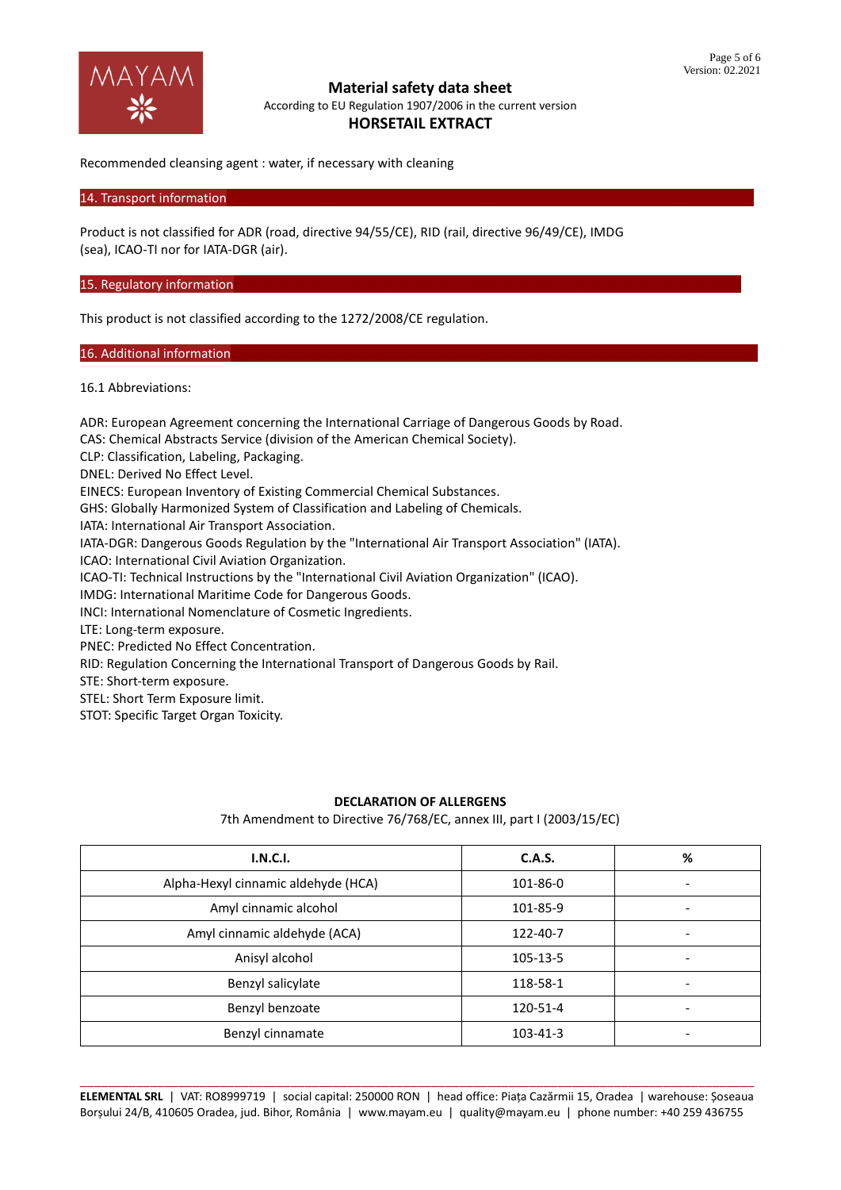Recommended cleansing agent : water, if necessary with cleaning

## 14. Transport information

Product is not classified for ADR (road, directive 94/55/CE), RID (rail, directive 96/49/CE), IMDG (sea), ICAO-TI nor for IATA-DGR (air).

## 15. Regulatory information

This product is not classified according to the 1272/2008/CE regulation.

## 16. Additional information

16.1 Abbreviations:

ADR: European Agreement concerning the International Carriage of Dangerous Goods by Road.
CAS: Chemical Abstracts Service (division of the American Chemical Society).
CLP: Classification, Labeling, Packaging.
DNEL: Derived No Effect Level.
EINECS: European Inventory of Existing Commercial Chemical Substances.
GHS: Globally Harmonized System of Classification and Labeling of Chemicals.
IATA: International Air Transport Association.
IATA-DGR: Dangerous Goods Regulation by the "International Air Transport Association" (IATA).
ICAO: International Civil Aviation Organization.
ICAO-TI: Technical Instructions by the "International Civil Aviation Organization" (ICAO).
IMDG: International Maritime Code for Dangerous Goods.
INCI: International Nomenclature of Cosmetic Ingredients.
LTE: Long-term exposure.
PNEC: Predicted No Effect Concentration.
RID: Regulation Concerning the International Transport of Dangerous Goods by Rail.
STE: Short-term exposure.
STEL: Short Term Exposure limit.
STOT: Specific Target Organ Toxicity.

**DECLARATION OF ALLERGENS**

7th Amendment to Directive 76/768/EC, annex III, part I (2003/15/EC)

| I.N.C.I. | C.A.S. | % |
|---|---|---|
| Alpha-Hexyl cinnamic aldehyde (HCA) | 101-86-0 | - |
| Amyl cinnamic alcohol | 101-85-9 | - |
| Amyl cinnamic aldehyde (ACA) | 122-40-7 | - |
| Anisyl alcohol | 105-13-5 | - |
| Benzyl salicylate | 118-58-1 | - |
| Benzyl benzoate | 120-51-4 | - |
| Benzyl cinnamate | 103-41-3 | - |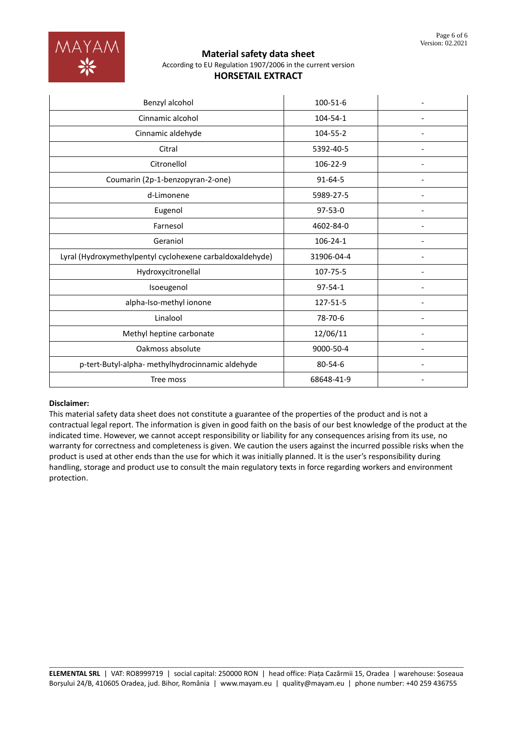| | | |
|---|---|---|
| Benzyl alcohol | 100-51-6 | - |
| Cinnamic alcohol | 104-54-1 | - |
| Cinnamic aldehyde | 104-55-2 | - |
| Citral | 5392-40-5 | - |
| Citronellol | 106-22-9 | - |
| Coumarin (2p-1-benzopyran-2-one) | 91-64-5 | - |
| d-Limonene | 5989-27-5 | - |
| Eugenol | 97-53-0 | - |
| Farnesol | 4602-84-0 | - |
| Geraniol | 106-24-1 | - |
| Lyral (Hydroxymethylpentyl cyclohexene carbaldoxaldehyde) | 31906-04-4 | - |
| Hydroxycitronellal | 107-75-5 | - |
| Isoeugenol | 97-54-1 | - |
| alpha-Iso-methyl ionone | 127-51-5 | - |
| Linalool | 78-70-6 | - |
| Methyl heptine carbonate | 12/06/11 | - |
| Oakmoss absolute | 9000-50-4 | - |
| p-tert-Butyl-alpha- methylhydrocinnamic aldehyde | 80-54-6 | - |
| Tree moss | 68648-41-9 | - |

**Disclaimer:**

This material safety data sheet does not constitute a guarantee of the properties of the product and is not a contractual legal report. The information is given in good faith on the basis of our best knowledge of the product at the indicated time. However, we cannot accept responsibility or liability for any consequences arising from its use, no warranty for correctness and completeness is given. We caution the users against the incurred possible risks when the product is used at other ends than the use for which it was initially planned. It is the user's responsibility during handling, storage and product use to consult the main regulatory texts in force regarding workers and environment protection.